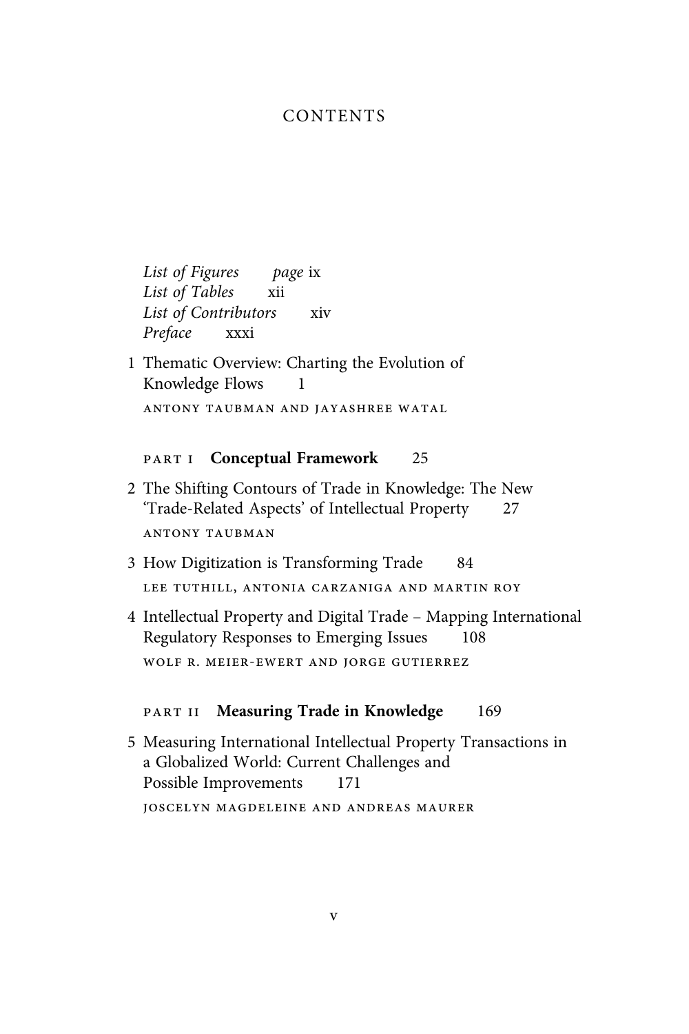# CONTENTS

*List of Figures* *page* ix
*List of Tables* xii
*List of Contributors* xiv
*Preface* xxxi

1 Thematic Overview: Charting the Evolution of Knowledge Flows 1
ANTONY TAUBMAN AND JAYASHREE WATAL

## PART I **Conceptual Framework** 25

2 The Shifting Contours of Trade in Knowledge: The New 'Trade-Related Aspects' of Intellectual Property 27
ANTONY TAUBMAN

3 How Digitization is Transforming Trade 84
LEE TUTHILL, ANTONIA CARZANIGA AND MARTIN ROY

4 Intellectual Property and Digital Trade – Mapping International Regulatory Responses to Emerging Issues 108
WOLF R. MEIER-EWERT AND JORGE GUTIERREZ

## PART II **Measuring Trade in Knowledge** 169

5 Measuring International Intellectual Property Transactions in a Globalized World: Current Challenges and Possible Improvements 171
JOSCELYN MAGDELEINE AND ANDREAS MAURER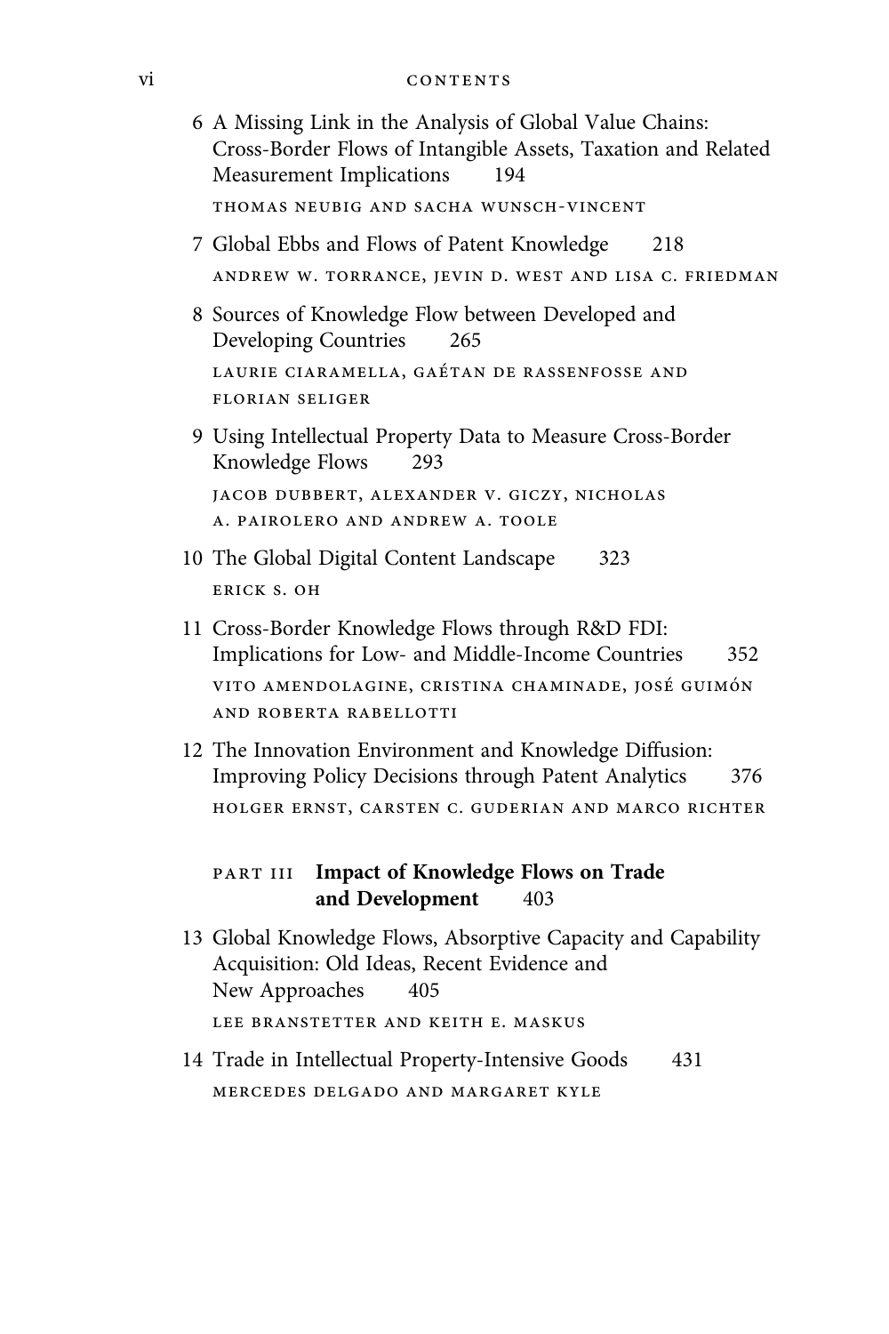6 A Missing Link in the Analysis of Global Value Chains: Cross-Border Flows of Intangible Assets, Taxation and Related Measurement Implications 194

THOMAS NEUBIG AND SACHA WUNSCH-VINCENT

7 Global Ebbs and Flows of Patent Knowledge 218

ANDREW W. TORRANCE, JEVIN D. WEST AND LISA C. FRIEDMAN

8 Sources of Knowledge Flow between Developed and Developing Countries 265

LAURIE CIARAMELLA, GAÉTAN DE RASSENFOSSE AND FLORIAN SELIGER

9 Using Intellectual Property Data to Measure Cross-Border Knowledge Flows 293

JACOB DUBBERT, ALEXANDER V. GICZY, NICHOLAS A. PAIROLERO AND ANDREW A. TOOLE

10 The Global Digital Content Landscape 323

ERICK S. OH

11 Cross-Border Knowledge Flows through R&D FDI: Implications for Low- and Middle-Income Countries 352

VITO AMENDOLAGINE, CRISTINA CHAMINADE, JOSÉ GUIMÓN AND ROBERTA RABELLOTTI

12 The Innovation Environment and Knowledge Diffusion: Improving Policy Decisions through Patent Analytics 376

HOLGER ERNST, CARSTEN C. GUDERIAN AND MARCO RICHTER

PART III **Impact of Knowledge Flows on Trade and Development** 403

13 Global Knowledge Flows, Absorptive Capacity and Capability Acquisition: Old Ideas, Recent Evidence and New Approaches 405

LEE BRANSTETTER AND KEITH E. MASKUS

14 Trade in Intellectual Property-Intensive Goods 431

MERCEDES DELGADO AND MARGARET KYLE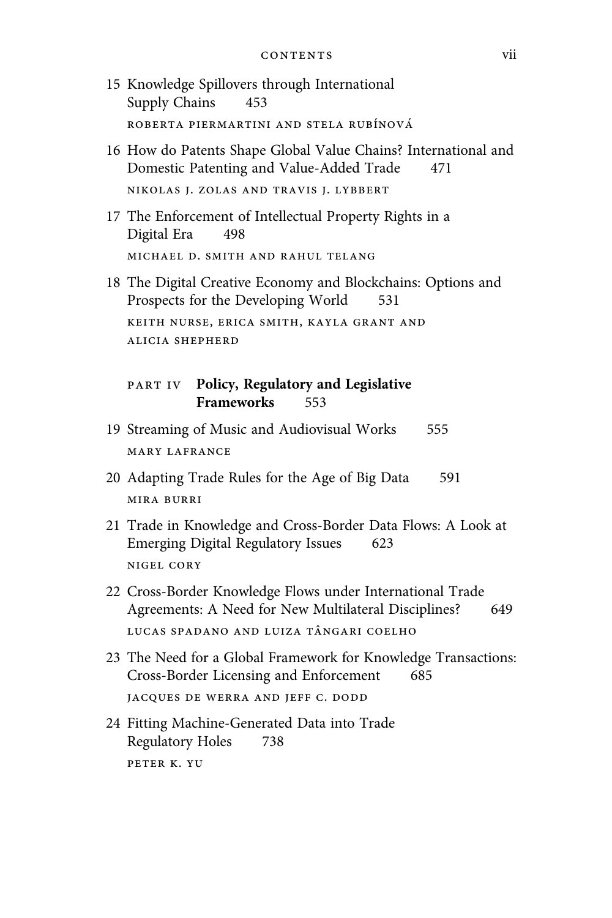15 Knowledge Spillovers through International Supply Chains 453

ROBERTA PIERMARTINI AND STELA RUBÍNOVÁ

16 How do Patents Shape Global Value Chains? International and Domestic Patenting and Value-Added Trade 471

NIKOLAS J. ZOLAS AND TRAVIS J. LYBBERT

17 The Enforcement of Intellectual Property Rights in a Digital Era 498

MICHAEL D. SMITH AND RAHUL TELANG

18 The Digital Creative Economy and Blockchains: Options and Prospects for the Developing World 531

KEITH NURSE, ERICA SMITH, KAYLA GRANT AND ALICIA SHEPHERD

## PART IV **Policy, Regulatory and Legislative Frameworks** 553

19 Streaming of Music and Audiovisual Works 555

MARY LAFRANCE

20 Adapting Trade Rules for the Age of Big Data 591

MIRA BURRI

21 Trade in Knowledge and Cross-Border Data Flows: A Look at Emerging Digital Regulatory Issues 623

NIGEL CORY

22 Cross-Border Knowledge Flows under International Trade Agreements: A Need for New Multilateral Disciplines? 649

LUCAS SPADANO AND LUIZA TÂNGARI COELHO

23 The Need for a Global Framework for Knowledge Transactions: Cross-Border Licensing and Enforcement 685

JACQUES DE WERRA AND JEFF C. DODD

24 Fitting Machine-Generated Data into Trade Regulatory Holes 738

PETER K. YU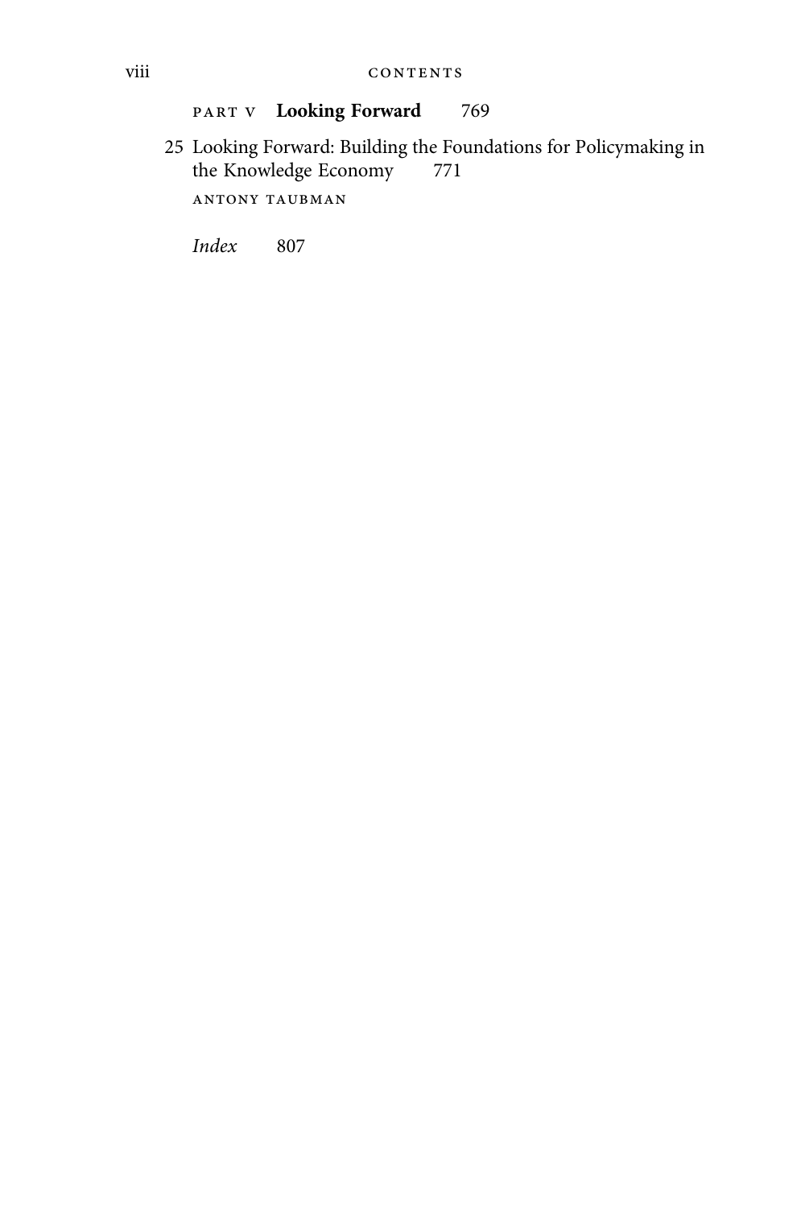PART V **Looking Forward** 769

25 Looking Forward: Building the Foundations for Policymaking in the Knowledge Economy 771

ANTONY TAUBMAN

*Index* 807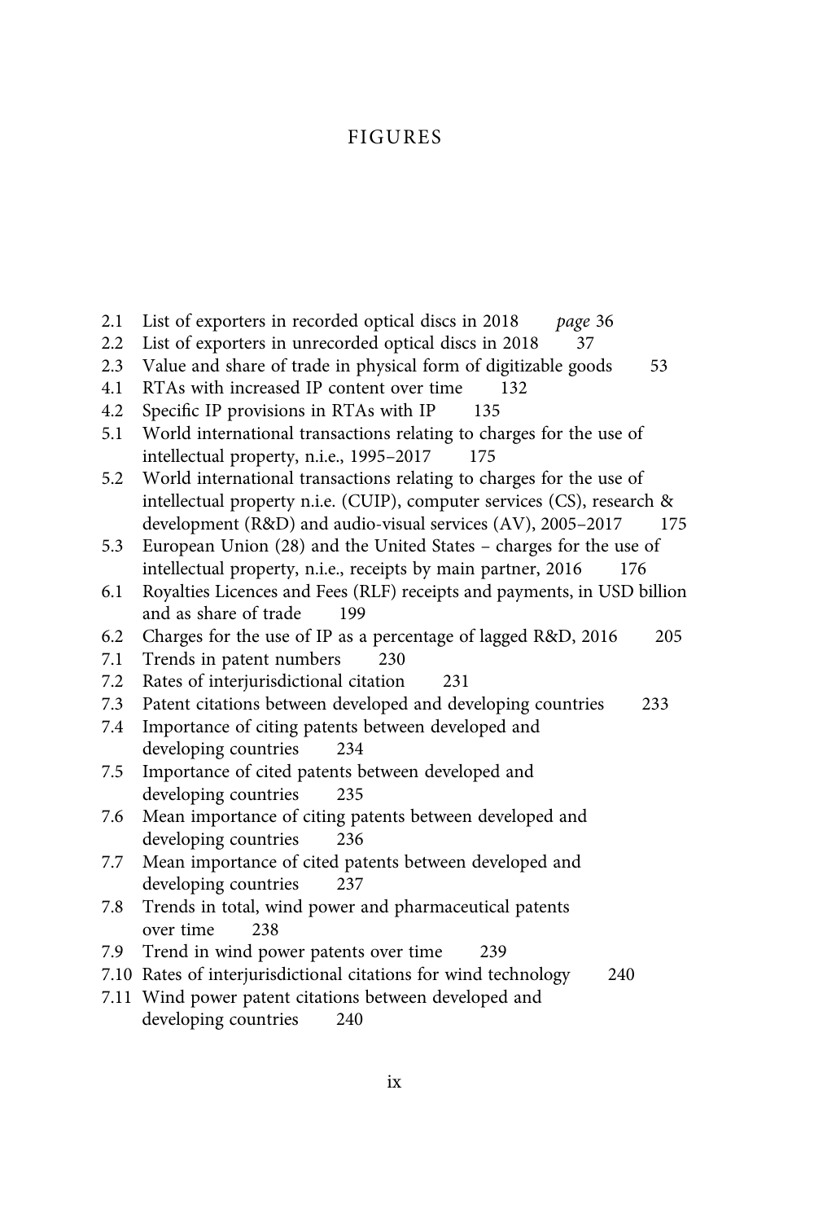# FIGURES

2.1 List of exporters in recorded optical discs in 2018 *page* 36
2.2 List of exporters in unrecorded optical discs in 2018 37
2.3 Value and share of trade in physical form of digitizable goods 53
4.1 RTAs with increased IP content over time 132
4.2 Specific IP provisions in RTAs with IP 135
5.1 World international transactions relating to charges for the use of intellectual property, n.i.e., 1995–2017 175
5.2 World international transactions relating to charges for the use of intellectual property n.i.e. (CUIP), computer services (CS), research & development (R&D) and audio-visual services (AV), 2005–2017 175
5.3 European Union (28) and the United States – charges for the use of intellectual property, n.i.e., receipts by main partner, 2016 176
6.1 Royalties Licences and Fees (RLF) receipts and payments, in USD billion and as share of trade 199
6.2 Charges for the use of IP as a percentage of lagged R&D, 2016 205
7.1 Trends in patent numbers 230
7.2 Rates of interjurisdictional citation 231
7.3 Patent citations between developed and developing countries 233
7.4 Importance of citing patents between developed and developing countries 234
7.5 Importance of cited patents between developed and developing countries 235
7.6 Mean importance of citing patents between developed and developing countries 236
7.7 Mean importance of cited patents between developed and developing countries 237
7.8 Trends in total, wind power and pharmaceutical patents over time 238
7.9 Trend in wind power patents over time 239
7.10 Rates of interjurisdictional citations for wind technology 240
7.11 Wind power patent citations between developed and developing countries 240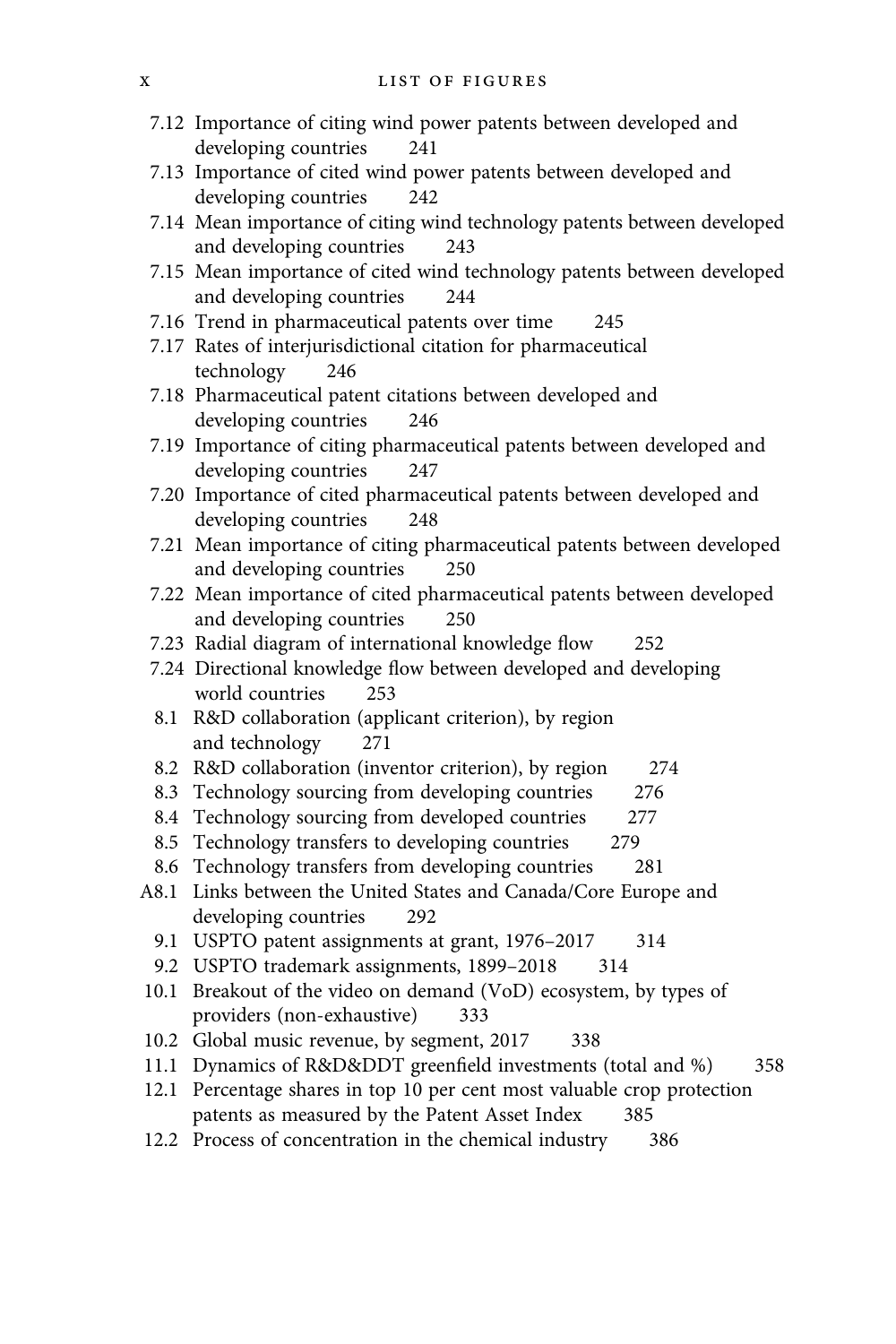7.12 Importance of citing wind power patents between developed and developing countries 241
7.13 Importance of cited wind power patents between developed and developing countries 242
7.14 Mean importance of citing wind technology patents between developed and developing countries 243
7.15 Mean importance of cited wind technology patents between developed and developing countries 244
7.16 Trend in pharmaceutical patents over time 245
7.17 Rates of interjurisdictional citation for pharmaceutical technology 246
7.18 Pharmaceutical patent citations between developed and developing countries 246
7.19 Importance of citing pharmaceutical patents between developed and developing countries 247
7.20 Importance of cited pharmaceutical patents between developed and developing countries 248
7.21 Mean importance of citing pharmaceutical patents between developed and developing countries 250
7.22 Mean importance of cited pharmaceutical patents between developed and developing countries 250
7.23 Radial diagram of international knowledge flow 252
7.24 Directional knowledge flow between developed and developing world countries 253
8.1 R&D collaboration (applicant criterion), by region and technology 271
8.2 R&D collaboration (inventor criterion), by region 274
8.3 Technology sourcing from developing countries 276
8.4 Technology sourcing from developed countries 277
8.5 Technology transfers to developing countries 279
8.6 Technology transfers from developing countries 281
A8.1 Links between the United States and Canada/Core Europe and developing countries 292
9.1 USPTO patent assignments at grant, 1976–2017 314
9.2 USPTO trademark assignments, 1899–2018 314
10.1 Breakout of the video on demand (VoD) ecosystem, by types of providers (non-exhaustive) 333
10.2 Global music revenue, by segment, 2017 338
11.1 Dynamics of R&D&DDT greenfield investments (total and %) 358
12.1 Percentage shares in top 10 per cent most valuable crop protection patents as measured by the Patent Asset Index 385
12.2 Process of concentration in the chemical industry 386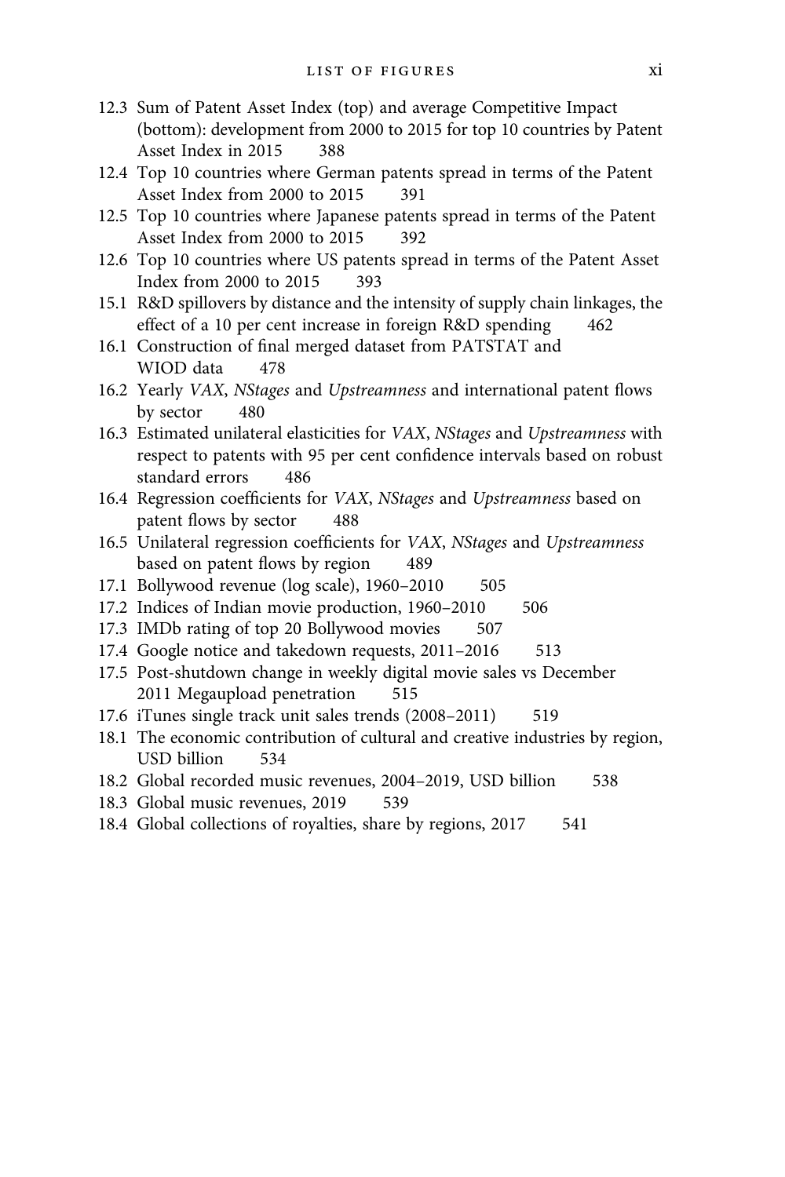- 12.3 Sum of Patent Asset Index (top) and average Competitive Impact (bottom): development from 2000 to 2015 for top 10 countries by Patent Asset Index in 2015 388
- 12.4 Top 10 countries where German patents spread in terms of the Patent Asset Index from 2000 to 2015 391
- 12.5 Top 10 countries where Japanese patents spread in terms of the Patent Asset Index from 2000 to 2015 392
- 12.6 Top 10 countries where US patents spread in terms of the Patent Asset Index from 2000 to 2015 393
- 15.1 R&D spillovers by distance and the intensity of supply chain linkages, the effect of a 10 per cent increase in foreign R&D spending 462
- 16.1 Construction of final merged dataset from PATSTAT and WIOD data 478
- 16.2 Yearly *VAX*, *NStages* and *Upstreamness* and international patent flows by sector 480
- 16.3 Estimated unilateral elasticities for *VAX*, *NStages* and *Upstreamness* with respect to patents with 95 per cent confidence intervals based on robust standard errors 486
- 16.4 Regression coefficients for *VAX*, *NStages* and *Upstreamness* based on patent flows by sector 488
- 16.5 Unilateral regression coefficients for *VAX*, *NStages* and *Upstreamness* based on patent flows by region 489
- 17.1 Bollywood revenue (log scale), 1960–2010 505
- 17.2 Indices of Indian movie production, 1960–2010 506
- 17.3 IMDb rating of top 20 Bollywood movies 507
- 17.4 Google notice and takedown requests, 2011–2016 513
- 17.5 Post-shutdown change in weekly digital movie sales vs December 2011 Megaupload penetration 515
- 17.6 iTunes single track unit sales trends (2008–2011) 519
- 18.1 The economic contribution of cultural and creative industries by region, USD billion 534
- 18.2 Global recorded music revenues, 2004–2019, USD billion 538
- 18.3 Global music revenues, 2019 539
- 18.4 Global collections of royalties, share by regions, 2017 541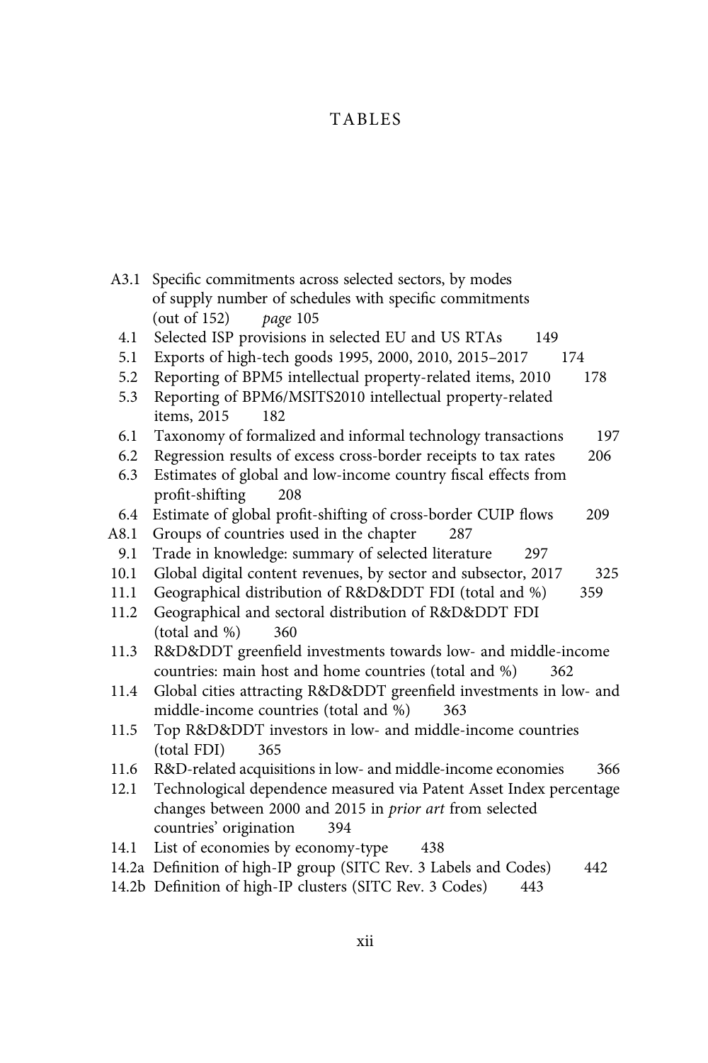# TABLES

A3.1 Specific commitments across selected sectors, by modes of supply number of schedules with specific commitments (out of 152) *page* 105

4.1 Selected ISP provisions in selected EU and US RTAs 149

5.1 Exports of high-tech goods 1995, 2000, 2010, 2015–2017 174

5.2 Reporting of BPM5 intellectual property-related items, 2010 178

5.3 Reporting of BPM6/MSITS2010 intellectual property-related items, 2015 182

6.1 Taxonomy of formalized and informal technology transactions 197

6.2 Regression results of excess cross-border receipts to tax rates 206

6.3 Estimates of global and low-income country fiscal effects from profit-shifting 208

6.4 Estimate of global profit-shifting of cross-border CUIP flows 209

A8.1 Groups of countries used in the chapter 287

9.1 Trade in knowledge: summary of selected literature 297

10.1 Global digital content revenues, by sector and subsector, 2017 325

11.1 Geographical distribution of R&D&DDT FDI (total and %) 359

11.2 Geographical and sectoral distribution of R&D&DDT FDI (total and %) 360

11.3 R&D&DDT greenfield investments towards low- and middle-income countries: main host and home countries (total and %) 362

11.4 Global cities attracting R&D&DDT greenfield investments in low- and middle-income countries (total and %) 363

11.5 Top R&D&DDT investors in low- and middle-income countries (total FDI) 365

11.6 R&D-related acquisitions in low- and middle-income economies 366

12.1 Technological dependence measured via Patent Asset Index percentage changes between 2000 and 2015 in *prior art* from selected countries' origination 394

14.1 List of economies by economy-type 438

14.2a Definition of high-IP group (SITC Rev. 3 Labels and Codes) 442

14.2b Definition of high-IP clusters (SITC Rev. 3 Codes) 443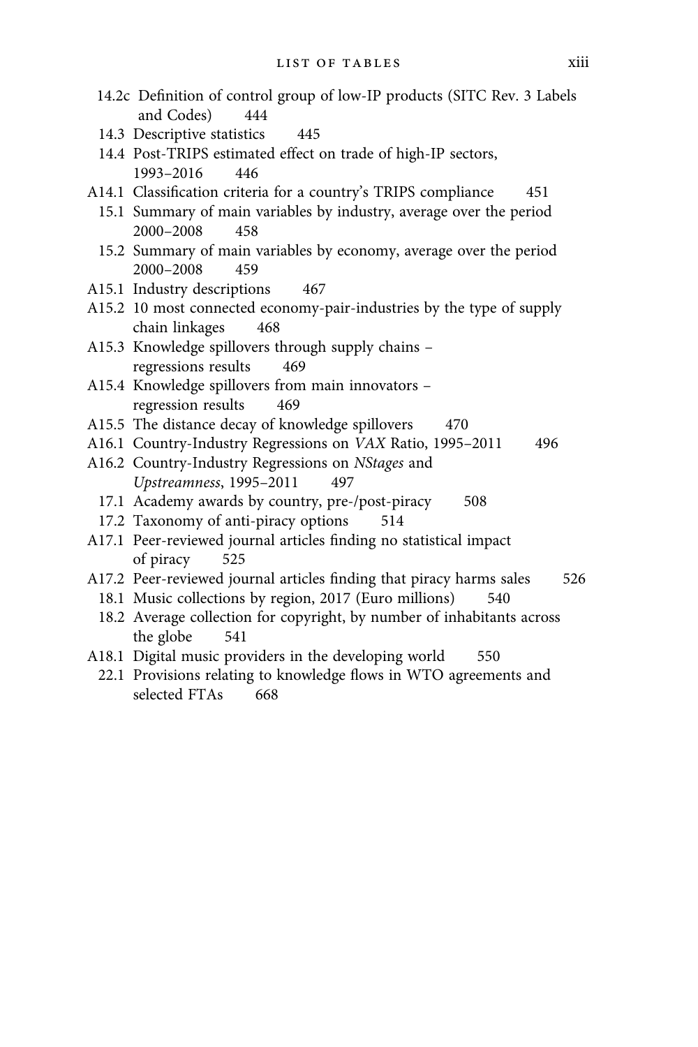14.2c Definition of control group of low-IP products (SITC Rev. 3 Labels and Codes) 444
14.3 Descriptive statistics 445
14.4 Post-TRIPS estimated effect on trade of high-IP sectors, 1993–2016 446
A14.1 Classification criteria for a country's TRIPS compliance 451
15.1 Summary of main variables by industry, average over the period 2000–2008 458
15.2 Summary of main variables by economy, average over the period 2000–2008 459
A15.1 Industry descriptions 467
A15.2 10 most connected economy-pair-industries by the type of supply chain linkages 468
A15.3 Knowledge spillovers through supply chains – regressions results 469
A15.4 Knowledge spillovers from main innovators – regression results 469
A15.5 The distance decay of knowledge spillovers 470
A16.1 Country-Industry Regressions on *VAX* Ratio, 1995–2011 496
A16.2 Country-Industry Regressions on *NStages* and *Upstreamness*, 1995–2011 497
17.1 Academy awards by country, pre-/post-piracy 508
17.2 Taxonomy of anti-piracy options 514
A17.1 Peer-reviewed journal articles finding no statistical impact of piracy 525
A17.2 Peer-reviewed journal articles finding that piracy harms sales 526
18.1 Music collections by region, 2017 (Euro millions) 540
18.2 Average collection for copyright, by number of inhabitants across the globe 541
A18.1 Digital music providers in the developing world 550
22.1 Provisions relating to knowledge flows in WTO agreements and selected FTAs 668